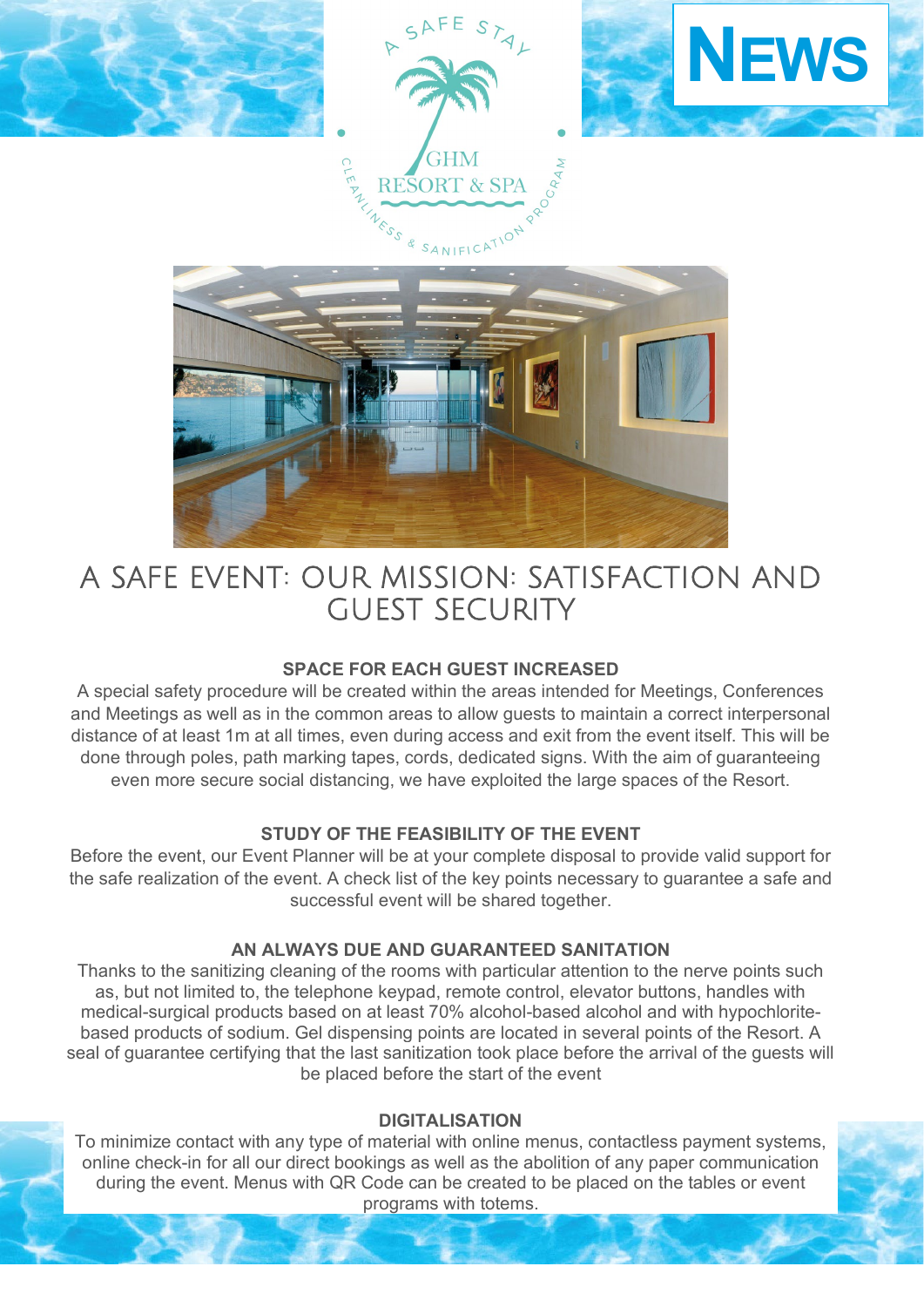# NEWS

A SAFE STAY

GHM RESORT & SPA

CLEANLINESS & SANIFICATION PROGRAM

# A SAFE EVENT: OUR MISSION: SATISFACTION AND GUEST SECURITY

**SPACE FOR EACH GUEST INCREASED**

A special safety procedure will be created within the areas intended for Meetings, Conferences and Meetings as well as in the common areas to allow guests to maintain a correct interpersonal distance of at least 1m at all times, even during access and exit from the event itself. This will be done through poles, path marking tapes, cords, dedicated signs. With the aim of guaranteeing even more secure social distancing, we have exploited the large spaces of the Resort.

**STUDY OF THE FEASIBILITY OF THE EVENT**

Before the event, our Event Planner will be at your complete disposal to provide valid support for the safe realization of the event. A check list of the key points necessary to guarantee a safe and successful event will be shared together.

**AN ALWAYS DUE AND GUARANTEED SANITATION**

Thanks to the sanitizing cleaning of the rooms with particular attention to the nerve points such as, but not limited to, the telephone keypad, remote control, elevator buttons, handles with medical-surgical products based on at least 70% alcohol-based alcohol and with hypochlorite-based products of sodium. Gel dispensing points are located in several points of the Resort. A seal of guarantee certifying that the last sanitization took place before the arrival of the guests will be placed before the start of the event

**DIGITALISATION**

To minimize contact with any type of material with online menus, contactless payment systems, online check-in for all our direct bookings as well as the abolition of any paper communication during the event. Menus with QR Code can be created to be placed on the tables or event programs with totems.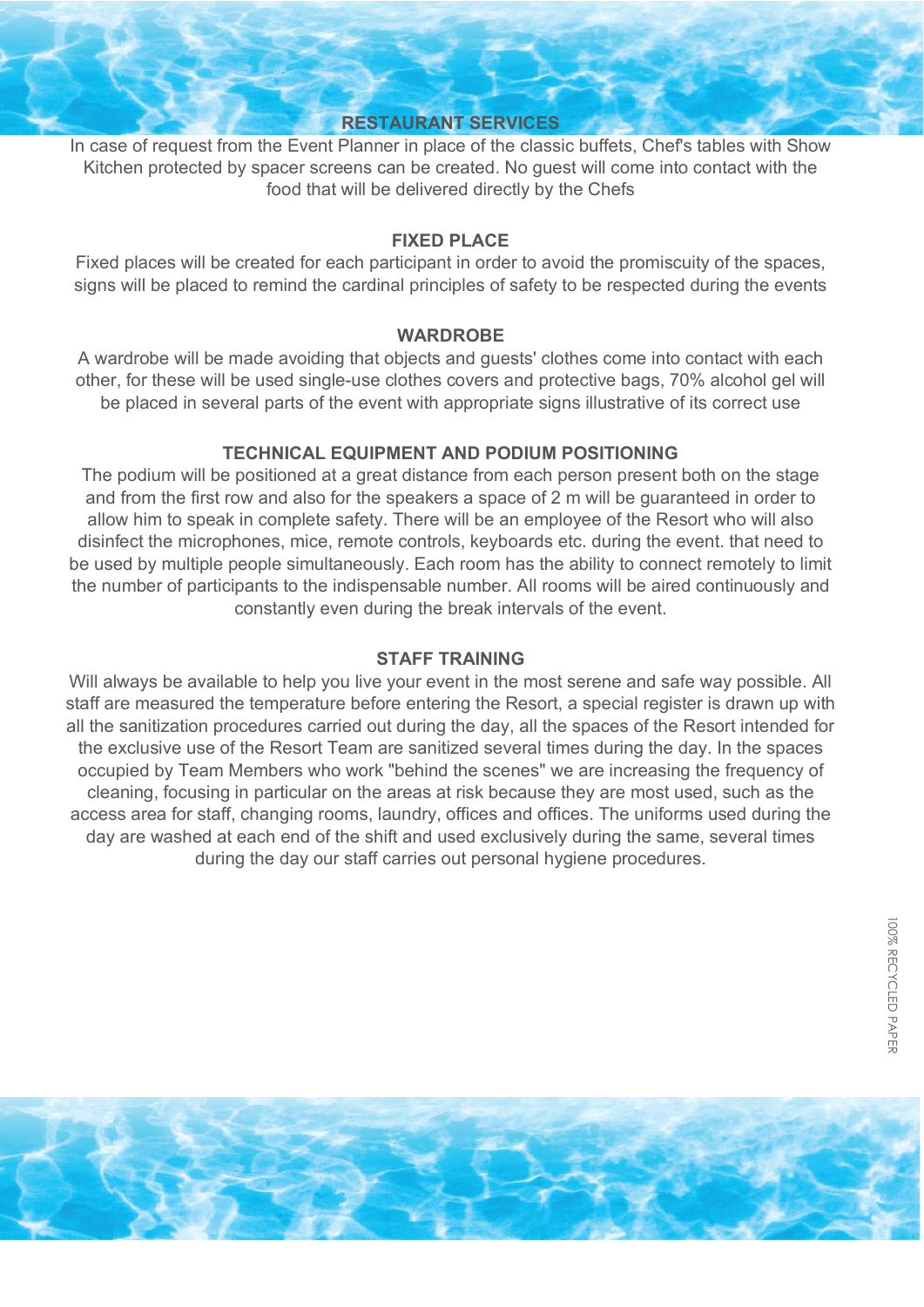## RESTAURANT SERVICES

In case of request from the Event Planner in place of the classic buffets, Chef's tables with Show Kitchen protected by spacer screens can be created. No guest will come into contact with the food that will be delivered directly by the Chefs

## FIXED PLACE

Fixed places will be created for each participant in order to avoid the promiscuity of the spaces, signs will be placed to remind the cardinal principles of safety to be respected during the events

## WARDROBE

A wardrobe will be made avoiding that objects and guests' clothes come into contact with each other, for these will be used single-use clothes covers and protective bags, 70% alcohol gel will be placed in several parts of the event with appropriate signs illustrative of its correct use

## TECHNICAL EQUIPMENT AND PODIUM POSITIONING

The podium will be positioned at a great distance from each person present both on the stage and from the first row and also for the speakers a space of 2 m will be guaranteed in order to allow him to speak in complete safety. There will be an employee of the Resort who will also disinfect the microphones, mice, remote controls, keyboards etc. during the event. that need to be used by multiple people simultaneously. Each room has the ability to connect remotely to limit the number of participants to the indispensable number. All rooms will be aired continuously and constantly even during the break intervals of the event.

## STAFF TRAINING

Will always be available to help you live your event in the most serene and safe way possible. All staff are measured the temperature before entering the Resort, a special register is drawn up with all the sanitization procedures carried out during the day, all the spaces of the Resort intended for the exclusive use of the Resort Team are sanitized several times during the day. In the spaces occupied by Team Members who work "behind the scenes" we are increasing the frequency of cleaning, focusing in particular on the areas at risk because they are most used, such as the access area for staff, changing rooms, laundry, offices and offices. The uniforms used during the day are washed at each end of the shift and used exclusively during the same, several times during the day our staff carries out personal hygiene procedures.

100% RECYCLED PAPER